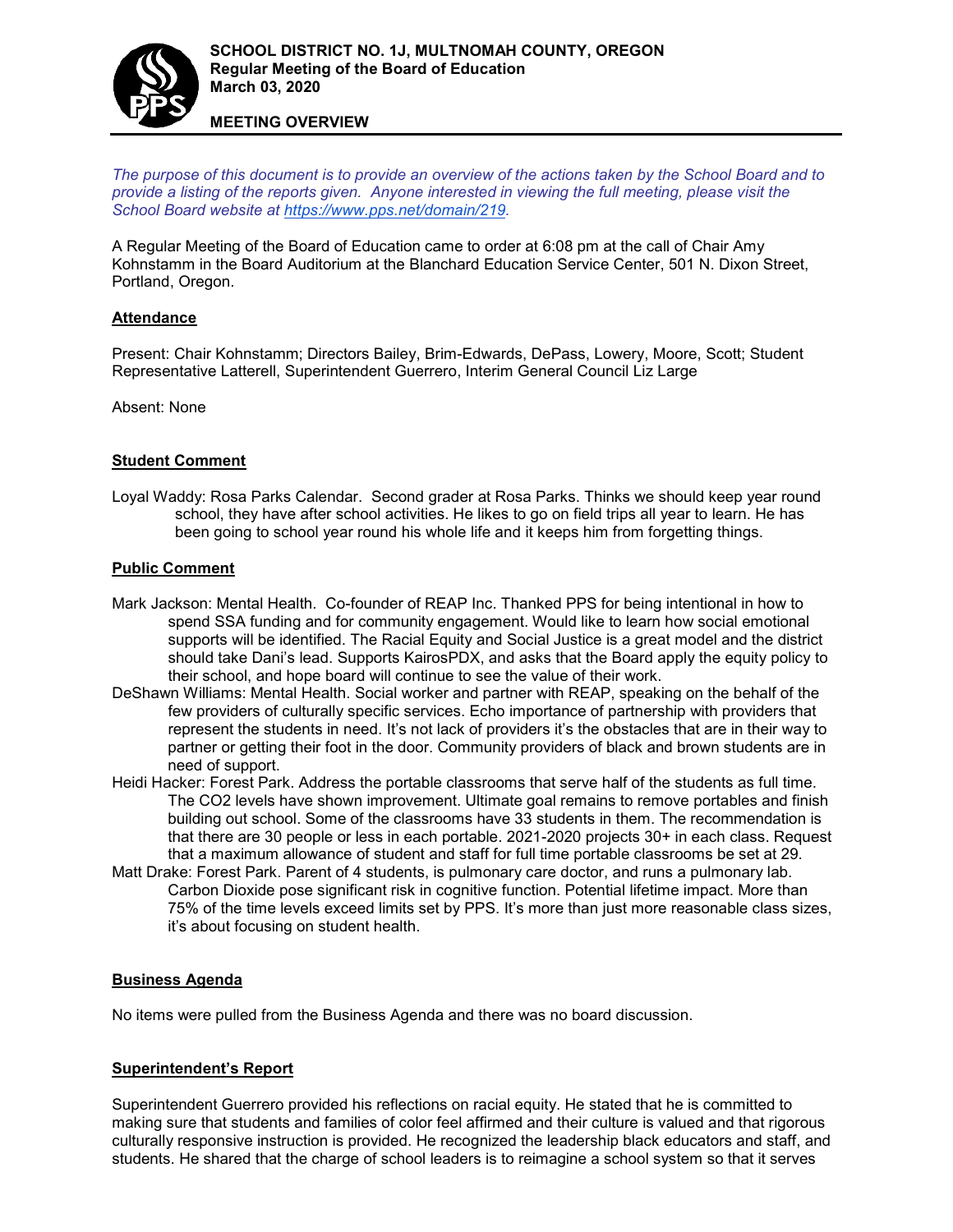**SCHOOL DISTRICT NO. 1J, MULTNOMAH COUNTY, OREGON**
**Regular Meeting of the Board of Education**
**March 03, 2020**

**MEETING OVERVIEW**

*The purpose of this document is to provide an overview of the actions taken by the School Board and to provide a listing of the reports given. Anyone interested in viewing the full meeting, please visit the School Board website at [https://www.pps.net/domain/219](https://www.pps.net/domain/219).*

A Regular Meeting of the Board of Education came to order at 6:08 pm at the call of Chair Amy Kohnstamm in the Board Auditorium at the Blanchard Education Service Center, 501 N. Dixon Street, Portland, Oregon.

## Attendance

Present: Chair Kohnstamm; Directors Bailey, Brim-Edwards, DePass, Lowery, Moore, Scott; Student Representative Latterell, Superintendent Guerrero, Interim General Council Liz Large

Absent: None

## Student Comment

Loyal Waddy: Rosa Parks Calendar. Second grader at Rosa Parks. Thinks we should keep year round school, they have after school activities. He likes to go on field trips all year to learn. He has been going to school year round his whole life and it keeps him from forgetting things.

## Public Comment

Mark Jackson: Mental Health. Co-founder of REAP Inc. Thanked PPS for being intentional in how to spend SSA funding and for community engagement. Would like to learn how social emotional supports will be identified. The Racial Equity and Social Justice is a great model and the district should take Dani's lead. Supports KairosPDX, and asks that the Board apply the equity policy to their school, and hope board will continue to see the value of their work.

DeShawn Williams: Mental Health. Social worker and partner with REAP, speaking on the behalf of the few providers of culturally specific services. Echo importance of partnership with providers that represent the students in need. It's not lack of providers it's the obstacles that are in their way to partner or getting their foot in the door. Community providers of black and brown students are in need of support.

Heidi Hacker: Forest Park. Address the portable classrooms that serve half of the students as full time. The CO2 levels have shown improvement. Ultimate goal remains to remove portables and finish building out school. Some of the classrooms have 33 students in them. The recommendation is that there are 30 people or less in each portable. 2021-2020 projects 30+ in each class. Request that a maximum allowance of student and staff for full time portable classrooms be set at 29.

Matt Drake: Forest Park. Parent of 4 students, is pulmonary care doctor, and runs a pulmonary lab. Carbon Dioxide pose significant risk in cognitive function. Potential lifetime impact. More than 75% of the time levels exceed limits set by PPS. It's more than just more reasonable class sizes, it's about focusing on student health.

## Business Agenda

No items were pulled from the Business Agenda and there was no board discussion.

## Superintendent's Report

Superintendent Guerrero provided his reflections on racial equity. He stated that he is committed to making sure that students and families of color feel affirmed and their culture is valued and that rigorous culturally responsive instruction is provided. He recognized the leadership black educators and staff, and students. He shared that the charge of school leaders is to reimagine a school system so that it serves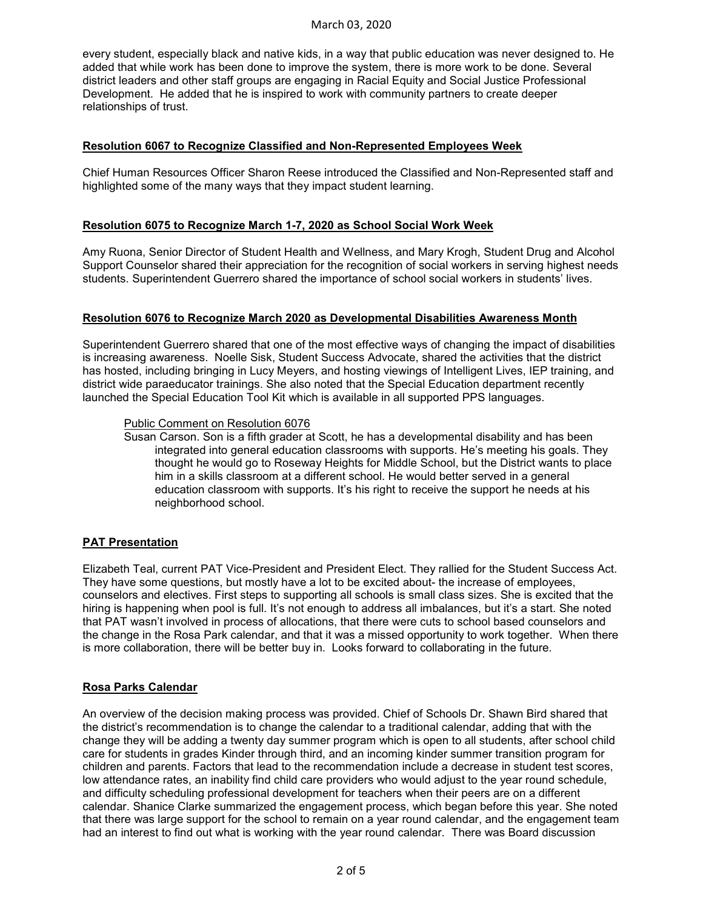every student, especially black and native kids, in a way that public education was never designed to. He added that while work has been done to improve the system, there is more work to be done. Several district leaders and other staff groups are engaging in Racial Equity and Social Justice Professional Development. He added that he is inspired to work with community partners to create deeper relationships of trust.

## Resolution 6067 to Recognize Classified and Non-Represented Employees Week

Chief Human Resources Officer Sharon Reese introduced the Classified and Non-Represented staff and highlighted some of the many ways that they impact student learning.

## Resolution 6075 to Recognize March 1-7, 2020 as School Social Work Week

Amy Ruona, Senior Director of Student Health and Wellness, and Mary Krogh, Student Drug and Alcohol Support Counselor shared their appreciation for the recognition of social workers in serving highest needs students. Superintendent Guerrero shared the importance of school social workers in students' lives.

## Resolution 6076 to Recognize March 2020 as Developmental Disabilities Awareness Month

Superintendent Guerrero shared that one of the most effective ways of changing the impact of disabilities is increasing awareness. Noelle Sisk, Student Success Advocate, shared the activities that the district has hosted, including bringing in Lucy Meyers, and hosting viewings of Intelligent Lives, IEP training, and district wide paraeducator trainings. She also noted that the Special Education department recently launched the Special Education Tool Kit which is available in all supported PPS languages.

### Public Comment on Resolution 6076

Susan Carson. Son is a fifth grader at Scott, he has a developmental disability and has been integrated into general education classrooms with supports. He's meeting his goals. They thought he would go to Roseway Heights for Middle School, but the District wants to place him in a skills classroom at a different school. He would better served in a general education classroom with supports. It's his right to receive the support he needs at his neighborhood school.

## PAT Presentation

Elizabeth Teal, current PAT Vice-President and President Elect. They rallied for the Student Success Act. They have some questions, but mostly have a lot to be excited about- the increase of employees, counselors and electives. First steps to supporting all schools is small class sizes. She is excited that the hiring is happening when pool is full. It's not enough to address all imbalances, but it's a start. She noted that PAT wasn't involved in process of allocations, that there were cuts to school based counselors and the change in the Rosa Park calendar, and that it was a missed opportunity to work together. When there is more collaboration, there will be better buy in. Looks forward to collaborating in the future.

## Rosa Parks Calendar

An overview of the decision making process was provided. Chief of Schools Dr. Shawn Bird shared that the district's recommendation is to change the calendar to a traditional calendar, adding that with the change they will be adding a twenty day summer program which is open to all students, after school child care for students in grades Kinder through third, and an incoming kinder summer transition program for children and parents. Factors that lead to the recommendation include a decrease in student test scores, low attendance rates, an inability find child care providers who would adjust to the year round schedule, and difficulty scheduling professional development for teachers when their peers are on a different calendar. Shanice Clarke summarized the engagement process, which began before this year. She noted that there was large support for the school to remain on a year round calendar, and the engagement team had an interest to find out what is working with the year round calendar. There was Board discussion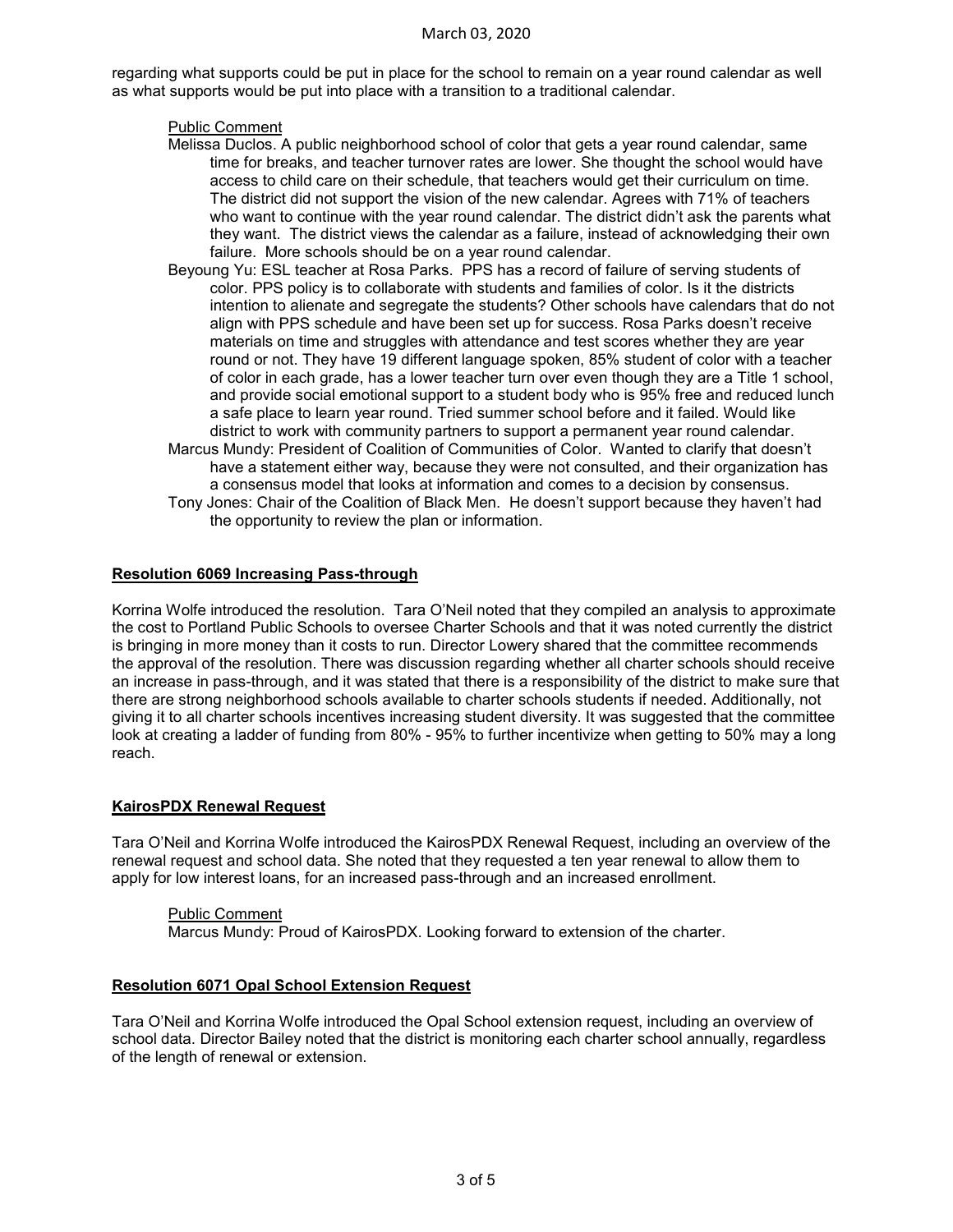regarding what supports could be put in place for the school to remain on a year round calendar as well as what supports would be put into place with a transition to a traditional calendar.

Public Comment

Melissa Duclos. A public neighborhood school of color that gets a year round calendar, same time for breaks, and teacher turnover rates are lower. She thought the school would have access to child care on their schedule, that teachers would get their curriculum on time. The district did not support the vision of the new calendar. Agrees with 71% of teachers who want to continue with the year round calendar. The district didn't ask the parents what they want. The district views the calendar as a failure, instead of acknowledging their own failure. More schools should be on a year round calendar.

Beyoung Yu: ESL teacher at Rosa Parks. PPS has a record of failure of serving students of color. PPS policy is to collaborate with students and families of color. Is it the districts intention to alienate and segregate the students? Other schools have calendars that do not align with PPS schedule and have been set up for success. Rosa Parks doesn't receive materials on time and struggles with attendance and test scores whether they are year round or not. They have 19 different language spoken, 85% student of color with a teacher of color in each grade, has a lower teacher turn over even though they are a Title 1 school, and provide social emotional support to a student body who is 95% free and reduced lunch a safe place to learn year round. Tried summer school before and it failed. Would like district to work with community partners to support a permanent year round calendar.

Marcus Mundy: President of Coalition of Communities of Color. Wanted to clarify that doesn't have a statement either way, because they were not consulted, and their organization has a consensus model that looks at information and comes to a decision by consensus.

Tony Jones: Chair of the Coalition of Black Men. He doesn't support because they haven't had the opportunity to review the plan or information.

**Resolution 6069 Increasing Pass-through**

Korrina Wolfe introduced the resolution. Tara O'Neil noted that they compiled an analysis to approximate the cost to Portland Public Schools to oversee Charter Schools and that it was noted currently the district is bringing in more money than it costs to run. Director Lowery shared that the committee recommends the approval of the resolution. There was discussion regarding whether all charter schools should receive an increase in pass-through, and it was stated that there is a responsibility of the district to make sure that there are strong neighborhood schools available to charter schools students if needed. Additionally, not giving it to all charter schools incentives increasing student diversity. It was suggested that the committee look at creating a ladder of funding from 80% - 95% to further incentivize when getting to 50% may a long reach.

**KairosPDX Renewal Request**

Tara O'Neil and Korrina Wolfe introduced the KairosPDX Renewal Request, including an overview of the renewal request and school data. She noted that they requested a ten year renewal to allow them to apply for low interest loans, for an increased pass-through and an increased enrollment.

Public Comment

Marcus Mundy: Proud of KairosPDX. Looking forward to extension of the charter.

**Resolution 6071 Opal School Extension Request**

Tara O'Neil and Korrina Wolfe introduced the Opal School extension request, including an overview of school data. Director Bailey noted that the district is monitoring each charter school annually, regardless of the length of renewal or extension.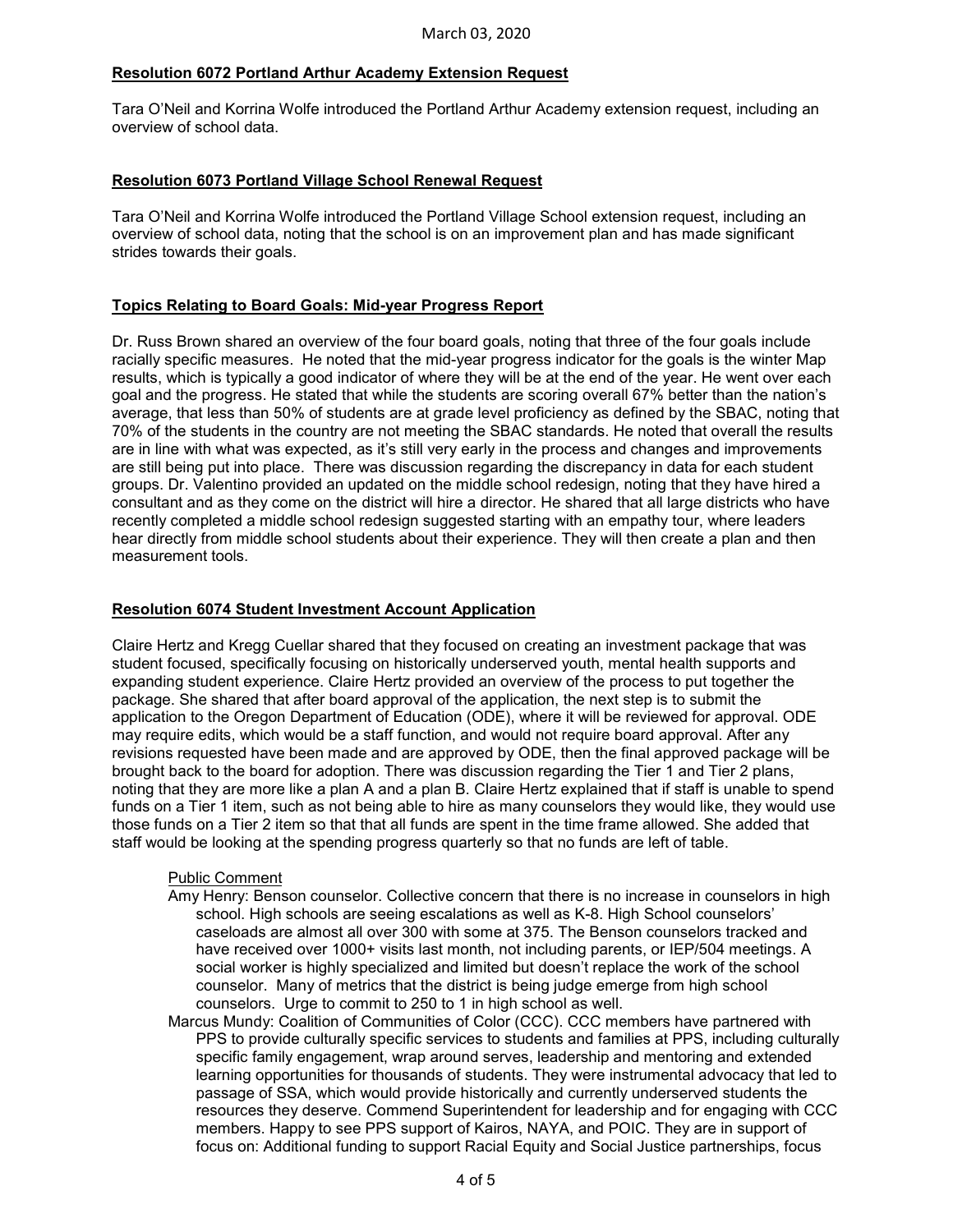March 03, 2020

**Resolution 6072 Portland Arthur Academy Extension Request**

Tara O'Neil and Korrina Wolfe introduced the Portland Arthur Academy extension request, including an overview of school data.

**Resolution 6073 Portland Village School Renewal Request**

Tara O'Neil and Korrina Wolfe introduced the Portland Village School extension request, including an overview of school data, noting that the school is on an improvement plan and has made significant strides towards their goals.

**Topics Relating to Board Goals: Mid-year Progress Report**

Dr. Russ Brown shared an overview of the four board goals, noting that three of the four goals include racially specific measures. He noted that the mid-year progress indicator for the goals is the winter Map results, which is typically a good indicator of where they will be at the end of the year. He went over each goal and the progress. He stated that while the students are scoring overall 67% better than the nation's average, that less than 50% of students are at grade level proficiency as defined by the SBAC, noting that 70% of the students in the country are not meeting the SBAC standards. He noted that overall the results are in line with what was expected, as it's still very early in the process and changes and improvements are still being put into place. There was discussion regarding the discrepancy in data for each student groups. Dr. Valentino provided an updated on the middle school redesign, noting that they have hired a consultant and as they come on the district will hire a director. He shared that all large districts who have recently completed a middle school redesign suggested starting with an empathy tour, where leaders hear directly from middle school students about their experience. They will then create a plan and then measurement tools.

**Resolution 6074 Student Investment Account Application**

Claire Hertz and Kregg Cuellar shared that they focused on creating an investment package that was student focused, specifically focusing on historically underserved youth, mental health supports and expanding student experience. Claire Hertz provided an overview of the process to put together the package. She shared that after board approval of the application, the next step is to submit the application to the Oregon Department of Education (ODE), where it will be reviewed for approval. ODE may require edits, which would be a staff function, and would not require board approval. After any revisions requested have been made and are approved by ODE, then the final approved package will be brought back to the board for adoption. There was discussion regarding the Tier 1 and Tier 2 plans, noting that they are more like a plan A and a plan B. Claire Hertz explained that if staff is unable to spend funds on a Tier 1 item, such as not being able to hire as many counselors they would like, they would use those funds on a Tier 2 item so that that all funds are spent in the time frame allowed. She added that staff would be looking at the spending progress quarterly so that no funds are left of table.

Public Comment

Amy Henry: Benson counselor. Collective concern that there is no increase in counselors in high school. High schools are seeing escalations as well as K-8. High School counselors' caseloads are almost all over 300 with some at 375. The Benson counselors tracked and have received over 1000+ visits last month, not including parents, or IEP/504 meetings. A social worker is highly specialized and limited but doesn't replace the work of the school counselor. Many of metrics that the district is being judge emerge from high school counselors. Urge to commit to 250 to 1 in high school as well.

Marcus Mundy: Coalition of Communities of Color (CCC). CCC members have partnered with PPS to provide culturally specific services to students and families at PPS, including culturally specific family engagement, wrap around serves, leadership and mentoring and extended learning opportunities for thousands of students. They were instrumental advocacy that led to passage of SSA, which would provide historically and currently underserved students the resources they deserve. Commend Superintendent for leadership and for engaging with CCC members. Happy to see PPS support of Kairos, NAYA, and POIC. They are in support of focus on: Additional funding to support Racial Equity and Social Justice partnerships, focus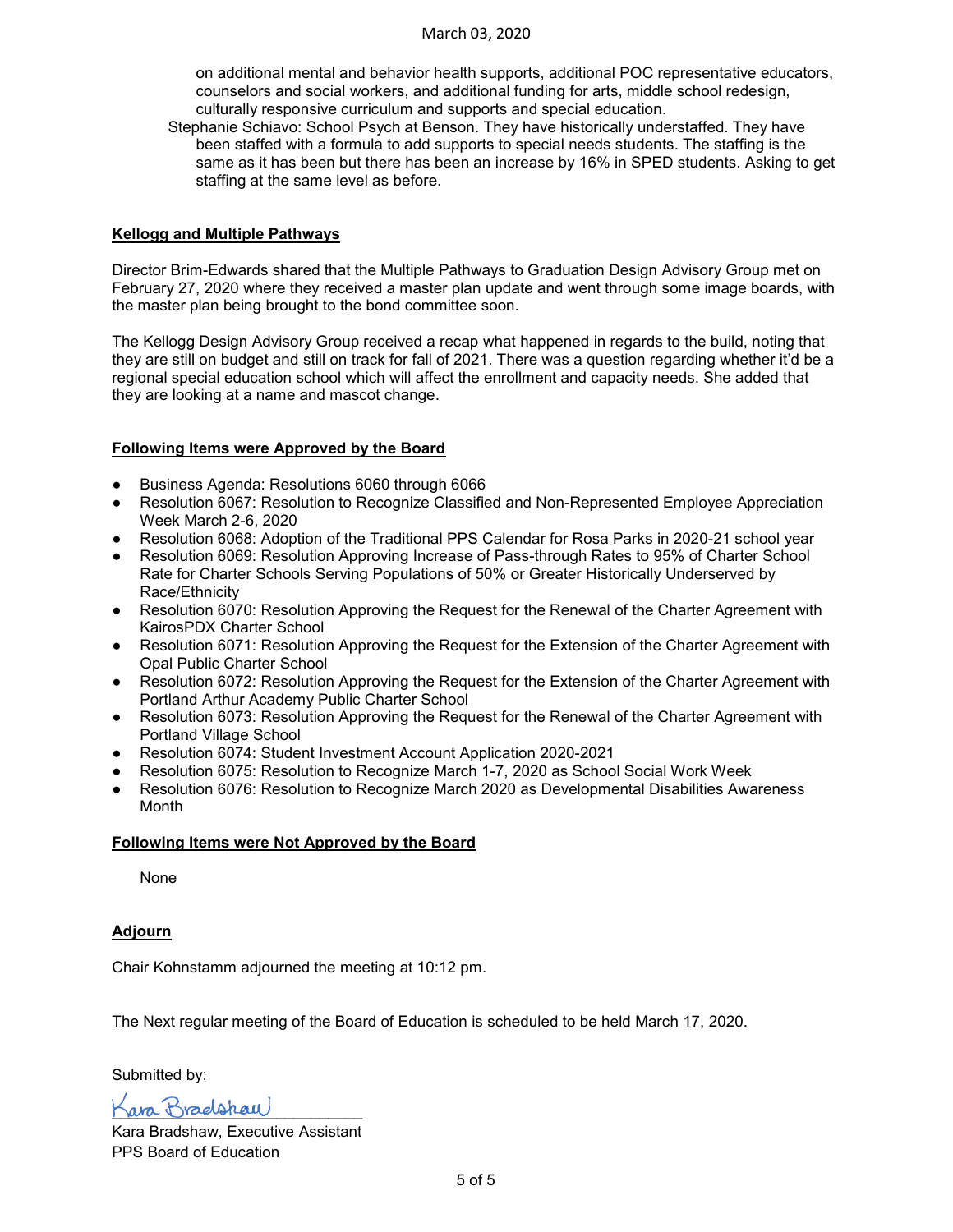on additional mental and behavior health supports, additional POC representative educators, counselors and social workers, and additional funding for arts, middle school redesign, culturally responsive curriculum and supports and special education.

Stephanie Schiavo: School Psych at Benson. They have historically understaffed. They have been staffed with a formula to add supports to special needs students. The staffing is the same as it has been but there has been an increase by 16% in SPED students. Asking to get staffing at the same level as before.

## Kellogg and Multiple Pathways

Director Brim-Edwards shared that the Multiple Pathways to Graduation Design Advisory Group met on February 27, 2020 where they received a master plan update and went through some image boards, with the master plan being brought to the bond committee soon.

The Kellogg Design Advisory Group received a recap what happened in regards to the build, noting that they are still on budget and still on track for fall of 2021. There was a question regarding whether it'd be a regional special education school which will affect the enrollment and capacity needs. She added that they are looking at a name and mascot change.

## Following Items were Approved by the Board

- Business Agenda: Resolutions 6060 through 6066
- Resolution 6067: Resolution to Recognize Classified and Non-Represented Employee Appreciation Week March 2-6, 2020
- Resolution 6068: Adoption of the Traditional PPS Calendar for Rosa Parks in 2020-21 school year
- Resolution 6069: Resolution Approving Increase of Pass-through Rates to 95% of Charter School Rate for Charter Schools Serving Populations of 50% or Greater Historically Underserved by Race/Ethnicity
- Resolution 6070: Resolution Approving the Request for the Renewal of the Charter Agreement with KairosPDX Charter School
- Resolution 6071: Resolution Approving the Request for the Extension of the Charter Agreement with Opal Public Charter School
- Resolution 6072: Resolution Approving the Request for the Extension of the Charter Agreement with Portland Arthur Academy Public Charter School
- Resolution 6073: Resolution Approving the Request for the Renewal of the Charter Agreement with Portland Village School
- Resolution 6074: Student Investment Account Application 2020-2021
- Resolution 6075: Resolution to Recognize March 1-7, 2020 as School Social Work Week
- Resolution 6076: Resolution to Recognize March 2020 as Developmental Disabilities Awareness Month

## Following Items were Not Approved by the Board

None

## Adjourn

Chair Kohnstamm adjourned the meeting at 10:12 pm.

The Next regular meeting of the Board of Education is scheduled to be held March 17, 2020.

Submitted by:

Kara Bradshaw

Kara Bradshaw, Executive Assistant
PPS Board of Education